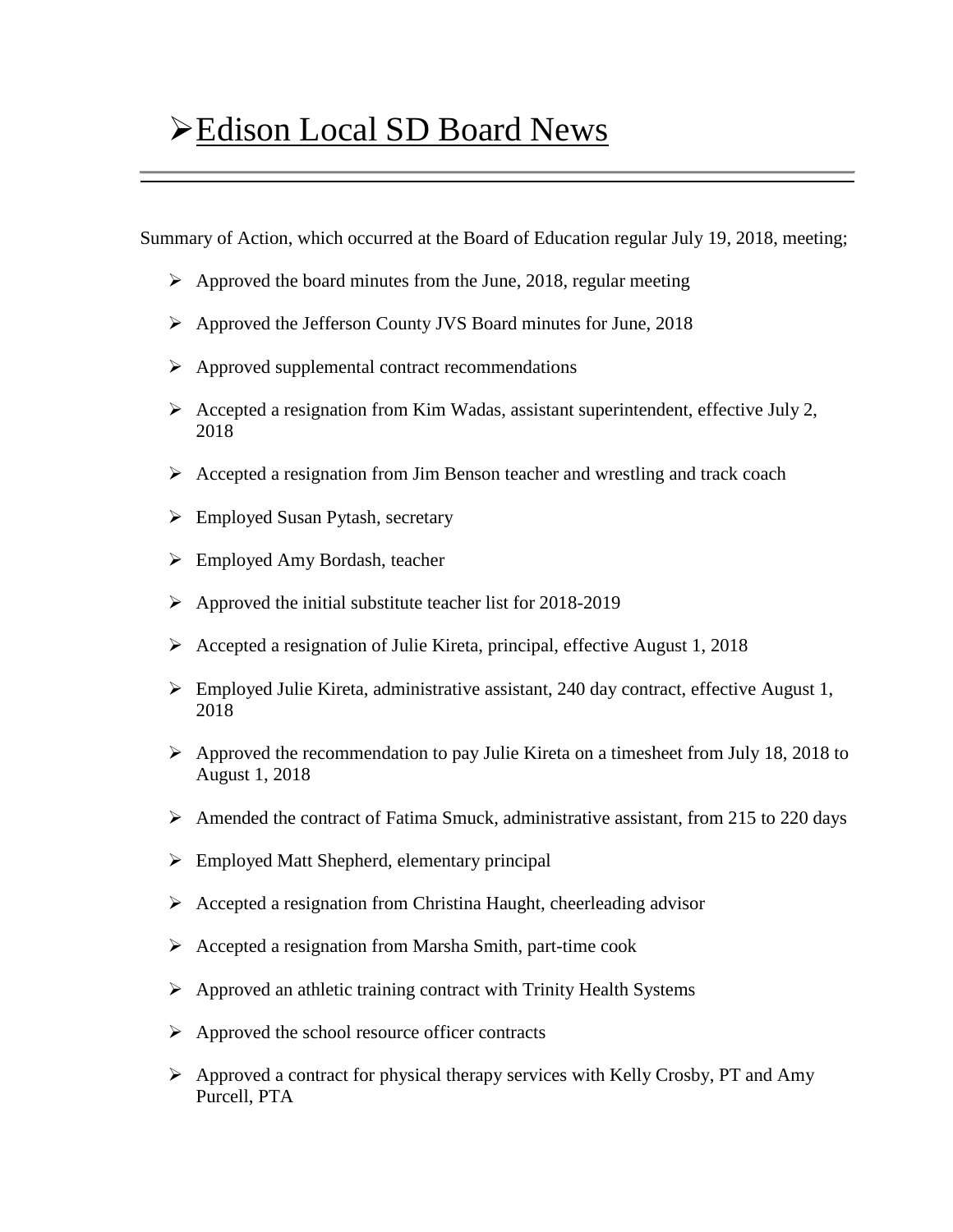# ➢Edison Local SD Board News

---

Summary of Action, which occurred at the Board of Education regular July 19, 2018, meeting;

- Approved the board minutes from the June, 2018, regular meeting
- Approved the Jefferson County JVS Board minutes for June, 2018
- Approved supplemental contract recommendations
- Accepted a resignation from Kim Wadas, assistant superintendent, effective July 2, 2018
- Accepted a resignation from Jim Benson teacher and wrestling and track coach
- Employed Susan Pytash, secretary
- Employed Amy Bordash, teacher
- Approved the initial substitute teacher list for 2018-2019
- Accepted a resignation of Julie Kireta, principal, effective August 1, 2018
- Employed Julie Kireta, administrative assistant, 240 day contract, effective August 1, 2018
- Approved the recommendation to pay Julie Kireta on a timesheet from July 18, 2018 to August 1, 2018
- Amended the contract of Fatima Smuck, administrative assistant, from 215 to 220 days
- Employed Matt Shepherd, elementary principal
- Accepted a resignation from Christina Haught, cheerleading advisor
- Accepted a resignation from Marsha Smith, part-time cook
- Approved an athletic training contract with Trinity Health Systems
- Approved the school resource officer contracts
- Approved a contract for physical therapy services with Kelly Crosby, PT and Amy Purcell, PTA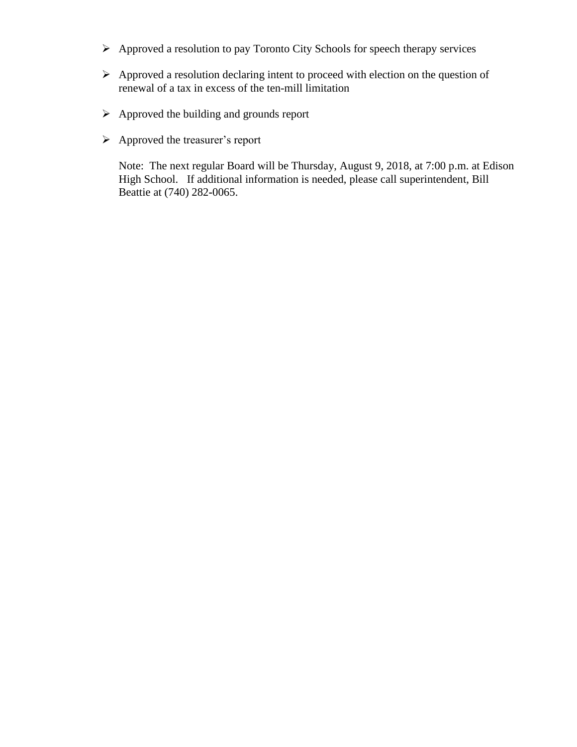- Approved a resolution to pay Toronto City Schools for speech therapy services
- Approved a resolution declaring intent to proceed with election on the question of renewal of a tax in excess of the ten-mill limitation
- Approved the building and grounds report
- Approved the treasurer's report

Note: The next regular Board will be Thursday, August 9, 2018, at 7:00 p.m. at Edison High School. If additional information is needed, please call superintendent, Bill Beattie at (740) 282-0065.